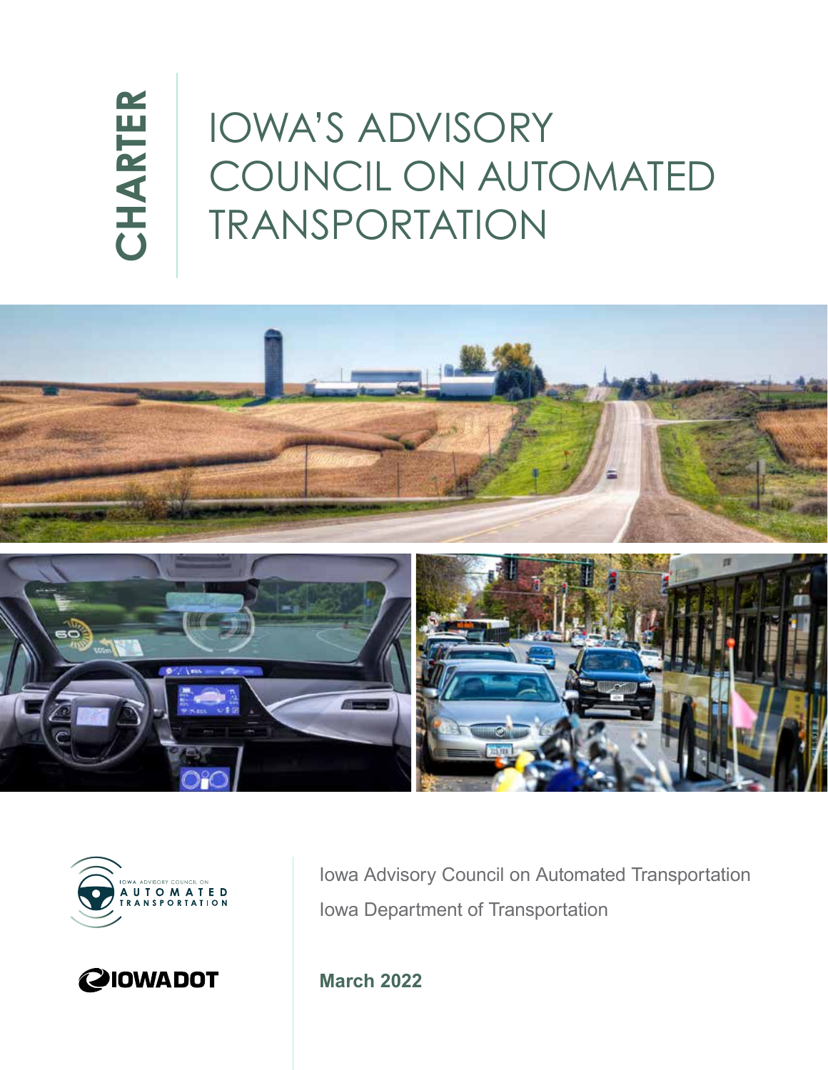CHARTER

# IOWA'S ADVISORY COUNCIL ON AUTOMATED TRANSPORTATION

IOWA ADVISORY COUNCIL ON AUTOMATED TRANSPORTATION

IOWADOT

Iowa Advisory Council on Automated Transportation

Iowa Department of Transportation

**March 2022**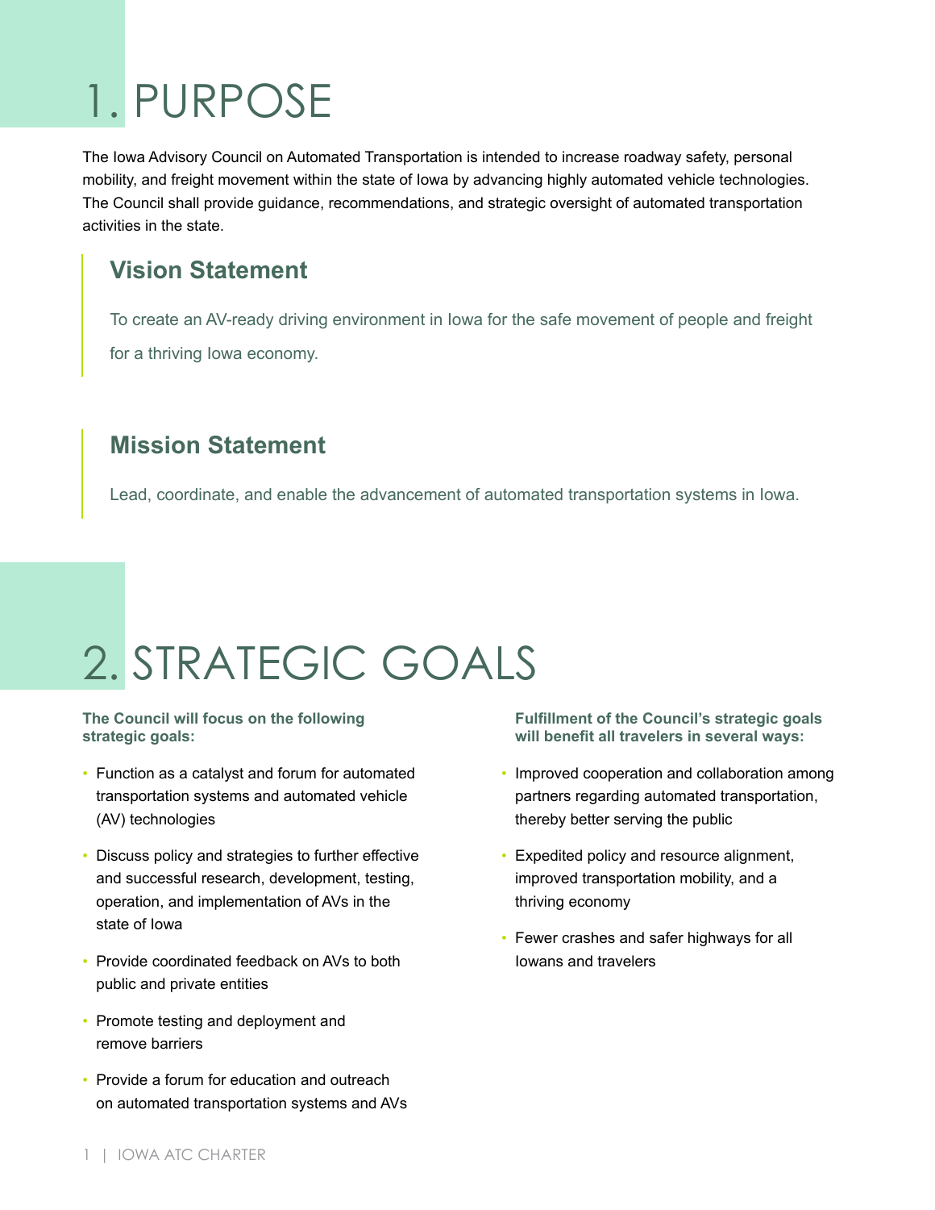# 1. PURPOSE

The Iowa Advisory Council on Automated Transportation is intended to increase roadway safety, personal mobility, and freight movement within the state of Iowa by advancing highly automated vehicle technologies. The Council shall provide guidance, recommendations, and strategic oversight of automated transportation activities in the state.

## Vision Statement

To create an AV-ready driving environment in Iowa for the safe movement of people and freight for a thriving Iowa economy.

## Mission Statement

Lead, coordinate, and enable the advancement of automated transportation systems in Iowa.

# 2. STRATEGIC GOALS

**The Council will focus on the following strategic goals:**

- Function as a catalyst and forum for automated transportation systems and automated vehicle (AV) technologies
- Discuss policy and strategies to further effective and successful research, development, testing, operation, and implementation of AVs in the state of Iowa
- Provide coordinated feedback on AVs to both public and private entities
- Promote testing and deployment and remove barriers
- Provide a forum for education and outreach on automated transportation systems and AVs

**Fulfillment of the Council's strategic goals will benefit all travelers in several ways:**

- Improved cooperation and collaboration among partners regarding automated transportation, thereby better serving the public
- Expedited policy and resource alignment, improved transportation mobility, and a thriving economy
- Fewer crashes and safer highways for all Iowans and travelers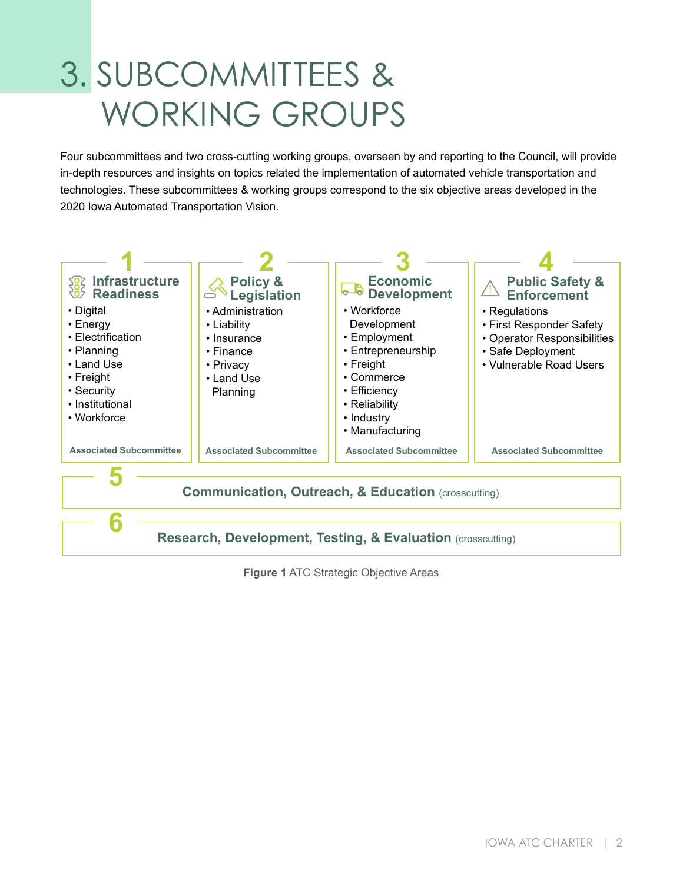# 3. SUBCOMMITTEES & WORKING GROUPS

Four subcommittees and two cross-cutting working groups, overseen by and reporting to the Council, will provide in-depth resources and insights on topics related the implementation of automated vehicle transportation and technologies. These subcommittees & working groups correspond to the six objective areas developed in the 2020 Iowa Automated Transportation Vision.

**1 Infrastructure Readiness**

- Digital
- Energy
- Electrification
- Planning
- Land Use
- Freight
- Security
- Institutional
- Workforce

Associated Subcommittee

**2 Policy & Legislation**

- Administration
- Liability
- Insurance
- Finance
- Privacy
- Land Use Planning

Associated Subcommittee

**3 Economic Development**

- Workforce Development
- Employment
- Entrepreneurship
- Freight
- Commerce
- Efficiency
- Reliability
- Industry
- Manufacturing

Associated Subcommittee

**4 Public Safety & Enforcement**

- Regulations
- First Responder Safety
- Operator Responsibilities
- Safe Deployment
- Vulnerable Road Users

Associated Subcommittee

**5 Communication, Outreach, & Education** (crosscutting)

**6 Research, Development, Testing, & Evaluation** (crosscutting)

**Figure 1** ATC Strategic Objective Areas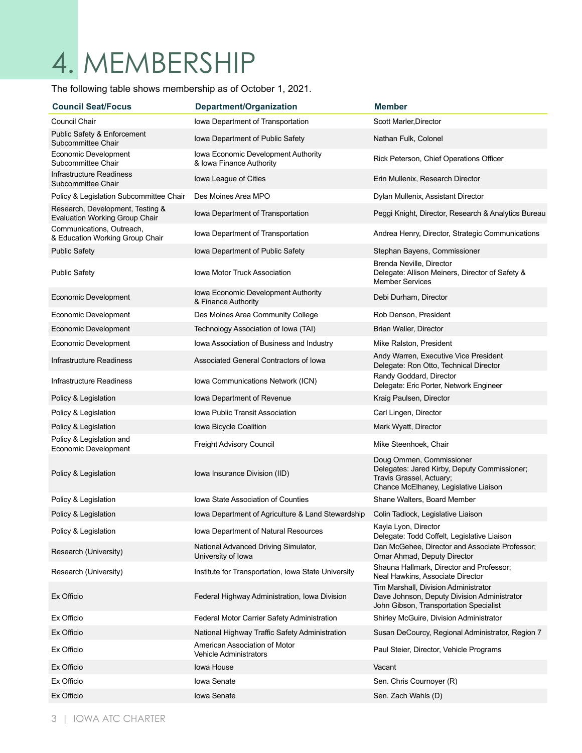# 4. MEMBERSHIP

The following table shows membership as of October 1, 2021.

| Council Seat/Focus | Department/Organization | Member |
|---|---|---|
| Council Chair | Iowa Department of Transportation | Scott Marler,Director |
| Public Safety & Enforcement Subcommittee Chair | Iowa Department of Public Safety | Nathan Fulk, Colonel |
| Economic Development Subcommittee Chair | Iowa Economic Development Authority & Iowa Finance Authority | Rick Peterson, Chief Operations Officer |
| Infrastructure Readiness Subcommittee Chair | Iowa League of Cities | Erin Mullenix, Research Director |
| Policy & Legislation Subcommittee Chair | Des Moines Area MPO | Dylan Mullenix, Assistant Director |
| Research, Development, Testing & Evaluation Working Group Chair | Iowa Department of Transportation | Peggi Knight, Director, Research & Analytics Bureau |
| Communications, Outreach, & Education Working Group Chair | Iowa Department of Transportation | Andrea Henry, Director, Strategic Communications |
| Public Safety | Iowa Department of Public Safety | Stephan Bayens, Commissioner |
| Public Safety | Iowa Motor Truck Association | Brenda Neville, Director<br>Delegate: Allison Meiners, Director of Safety & Member Services |
| Economic Development | Iowa Economic Development Authority & Finance Authority | Debi Durham, Director |
| Economic Development | Des Moines Area Community College | Rob Denson, President |
| Economic Development | Technology Association of Iowa (TAI) | Brian Waller, Director |
| Economic Development | Iowa Association of Business and Industry | Mike Ralston, President |
| Infrastructure Readiness | Associated General Contractors of Iowa | Andy Warren, Executive Vice President<br>Delegate: Ron Otto, Technical Director |
| Infrastructure Readiness | Iowa Communications Network (ICN) | Randy Goddard, Director<br>Delegate: Eric Porter, Network Engineer |
| Policy & Legislation | Iowa Department of Revenue | Kraig Paulsen, Director |
| Policy & Legislation | Iowa Public Transit Association | Carl Lingen, Director |
| Policy & Legislation | Iowa Bicycle Coalition | Mark Wyatt, Director |
| Policy & Legislation and Economic Development | Freight Advisory Council | Mike Steenhoek, Chair |
| Policy & Legislation | Iowa Insurance Division (IID) | Doug Ommen, Commissioner<br>Delegates: Jared Kirby, Deputy Commissioner;<br>Travis Grassel, Actuary;<br>Chance McElhaney, Legislative Liaison |
| Policy & Legislation | Iowa State Association of Counties | Shane Walters, Board Member |
| Policy & Legislation | Iowa Department of Agriculture & Land Stewardship | Colin Tadlock, Legislative Liaison |
| Policy & Legislation | Iowa Department of Natural Resources | Kayla Lyon, Director<br>Delegate: Todd Coffelt, Legislative Liaison |
| Research (University) | National Advanced Driving Simulator, University of Iowa | Dan McGehee, Director and Associate Professor;<br>Omar Ahmad, Deputy Director |
| Research (University) | Institute for Transportation, Iowa State University | Shauna Hallmark, Director and Professor;<br>Neal Hawkins, Associate Director |
| Ex Officio | Federal Highway Administration, Iowa Division | Tim Marshall, Division Administrator<br>Dave Johnson, Deputy Division Administrator<br>John Gibson, Transportation Specialist |
| Ex Officio | Federal Motor Carrier Safety Administration | Shirley McGuire, Division Administrator |
| Ex Officio | National Highway Traffic Safety Administration | Susan DeCourcy, Regional Administrator, Region 7 |
| Ex Officio | American Association of Motor Vehicle Administrators | Paul Steier, Director, Vehicle Programs |
| Ex Officio | Iowa House | Vacant |
| Ex Officio | Iowa Senate | Sen. Chris Cournoyer (R) |
| Ex Officio | Iowa Senate | Sen. Zach Wahls (D) |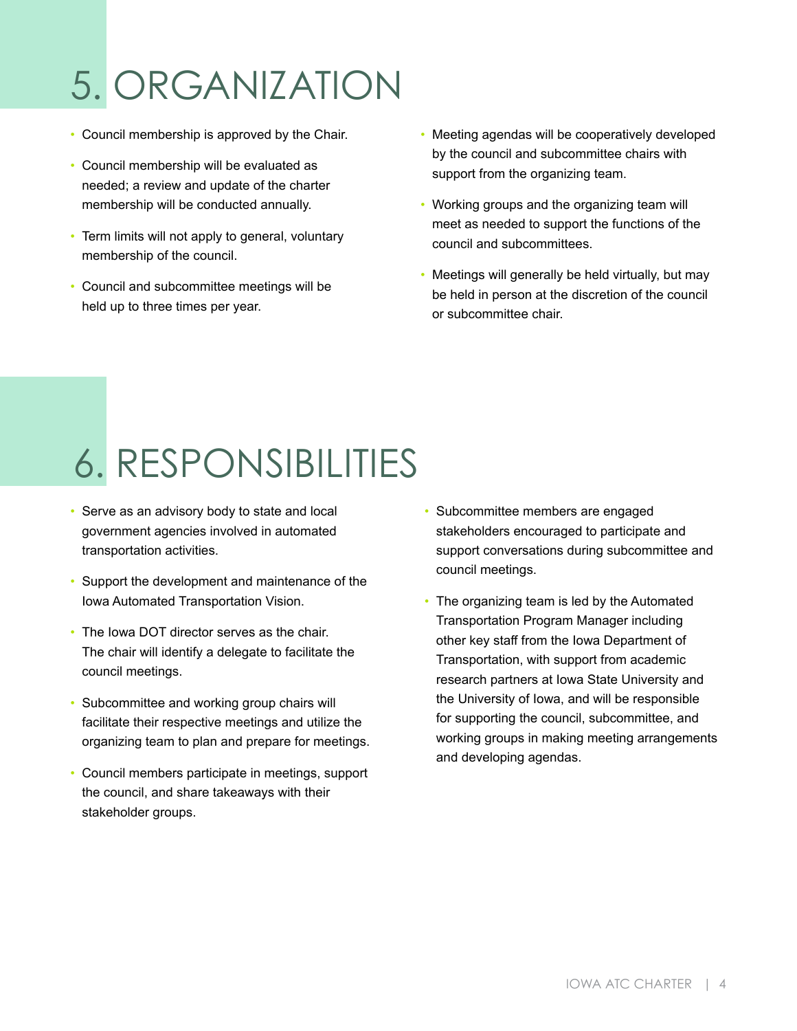# 5. ORGANIZATION

- Council membership is approved by the Chair.
- Council membership will be evaluated as needed; a review and update of the charter membership will be conducted annually.
- Term limits will not apply to general, voluntary membership of the council.
- Council and subcommittee meetings will be held up to three times per year.
- Meeting agendas will be cooperatively developed by the council and subcommittee chairs with support from the organizing team.
- Working groups and the organizing team will meet as needed to support the functions of the council and subcommittees.
- Meetings will generally be held virtually, but may be held in person at the discretion of the council or subcommittee chair.

# 6. RESPONSIBILITIES

- Serve as an advisory body to state and local government agencies involved in automated transportation activities.
- Support the development and maintenance of the Iowa Automated Transportation Vision.
- The Iowa DOT director serves as the chair. The chair will identify a delegate to facilitate the council meetings.
- Subcommittee and working group chairs will facilitate their respective meetings and utilize the organizing team to plan and prepare for meetings.
- Council members participate in meetings, support the council, and share takeaways with their stakeholder groups.
- Subcommittee members are engaged stakeholders encouraged to participate and support conversations during subcommittee and council meetings.
- The organizing team is led by the Automated Transportation Program Manager including other key staff from the Iowa Department of Transportation, with support from academic research partners at Iowa State University and the University of Iowa, and will be responsible for supporting the council, subcommittee, and working groups in making meeting arrangements and developing agendas.